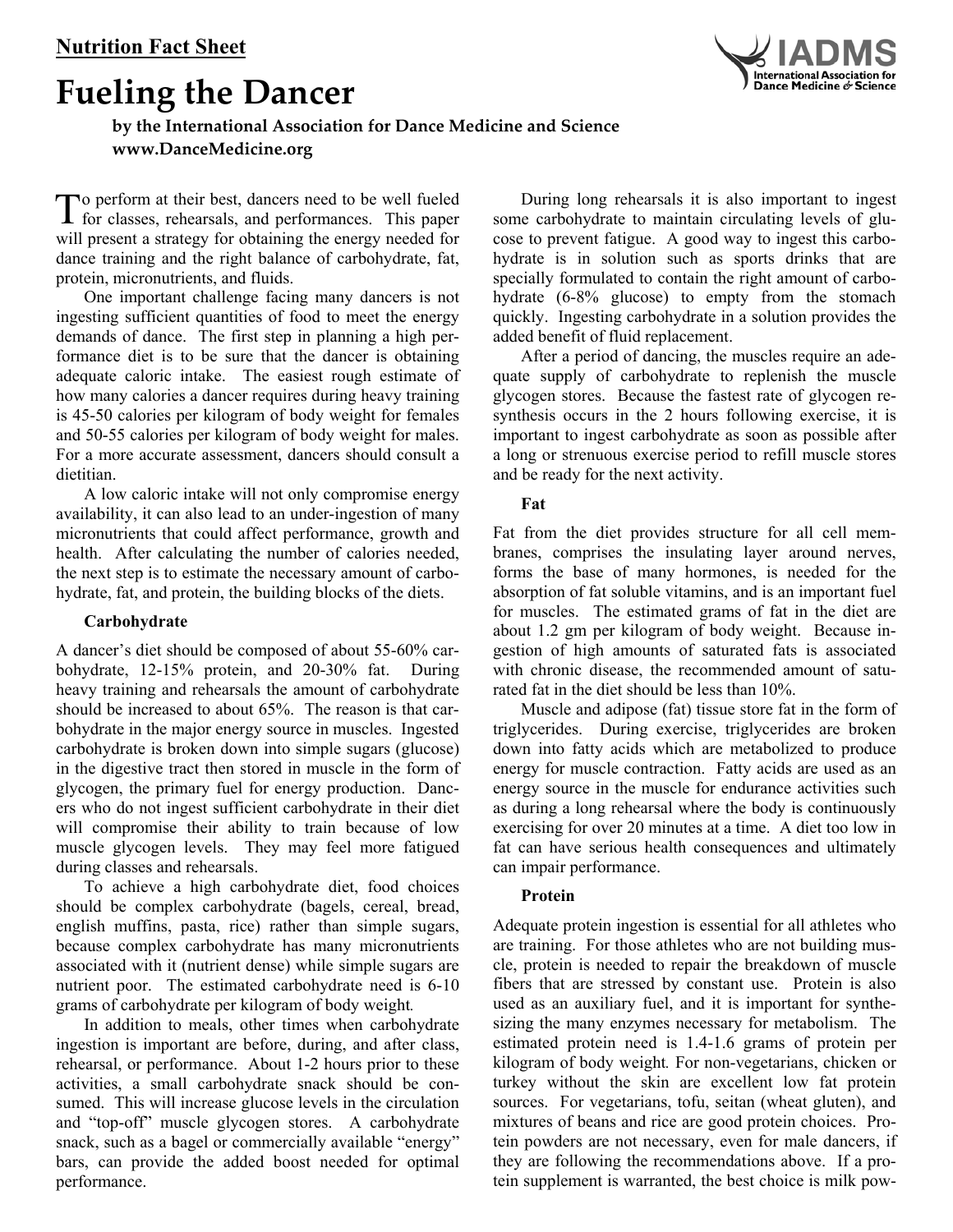**Nutrition Fact Sheet**

# Fueling the Dancer

**by the International Association for Dance Medicine and Science**
**www.DanceMedicine.org**

To perform at their best, dancers need to be well fueled for classes, rehearsals, and performances. This paper will present a strategy for obtaining the energy needed for dance training and the right balance of carbohydrate, fat, protein, micronutrients, and fluids.

One important challenge facing many dancers is not ingesting sufficient quantities of food to meet the energy demands of dance. The first step in planning a high performance diet is to be sure that the dancer is obtaining adequate caloric intake. The easiest rough estimate of how many calories a dancer requires during heavy training is 45-50 calories per kilogram of body weight for females and 50-55 calories per kilogram of body weight for males. For a more accurate assessment, dancers should consult a dietitian.

A low caloric intake will not only compromise energy availability, it can also lead to an under-ingestion of many micronutrients that could affect performance, growth and health. After calculating the number of calories needed, the next step is to estimate the necessary amount of carbohydrate, fat, and protein, the building blocks of the diets.

### Carbohydrate

A dancer's diet should be composed of about 55-60% carbohydrate, 12-15% protein, and 20-30% fat. During heavy training and rehearsals the amount of carbohydrate should be increased to about 65%. The reason is that carbohydrate in the major energy source in muscles. Ingested carbohydrate is broken down into simple sugars (glucose) in the digestive tract then stored in muscle in the form of glycogen, the primary fuel for energy production. Dancers who do not ingest sufficient carbohydrate in their diet will compromise their ability to train because of low muscle glycogen levels. They may feel more fatigued during classes and rehearsals.

To achieve a high carbohydrate diet, food choices should be complex carbohydrate (bagels, cereal, bread, english muffins, pasta, rice) rather than simple sugars, because complex carbohydrate has many micronutrients associated with it (nutrient dense) while simple sugars are nutrient poor. The estimated carbohydrate need is 6-10 grams of carbohydrate per kilogram of body weight.

In addition to meals, other times when carbohydrate ingestion is important are before, during, and after class, rehearsal, or performance. About 1-2 hours prior to these activities, a small carbohydrate snack should be consumed. This will increase glucose levels in the circulation and "top-off" muscle glycogen stores. A carbohydrate snack, such as a bagel or commercially available "energy" bars, can provide the added boost needed for optimal performance.

During long rehearsals it is also important to ingest some carbohydrate to maintain circulating levels of glucose to prevent fatigue. A good way to ingest this carbohydrate is in solution such as sports drinks that are specially formulated to contain the right amount of carbohydrate (6-8% glucose) to empty from the stomach quickly. Ingesting carbohydrate in a solution provides the added benefit of fluid replacement.

After a period of dancing, the muscles require an adequate supply of carbohydrate to replenish the muscle glycogen stores. Because the fastest rate of glycogen resynthesis occurs in the 2 hours following exercise, it is important to ingest carbohydrate as soon as possible after a long or strenuous exercise period to refill muscle stores and be ready for the next activity.

### Fat

Fat from the diet provides structure for all cell membranes, comprises the insulating layer around nerves, forms the base of many hormones, is needed for the absorption of fat soluble vitamins, and is an important fuel for muscles. The estimated grams of fat in the diet are about 1.2 gm per kilogram of body weight. Because ingestion of high amounts of saturated fats is associated with chronic disease, the recommended amount of saturated fat in the diet should be less than 10%.

Muscle and adipose (fat) tissue store fat in the form of triglycerides. During exercise, triglycerides are broken down into fatty acids which are metabolized to produce energy for muscle contraction. Fatty acids are used as an energy source in the muscle for endurance activities such as during a long rehearsal where the body is continuously exercising for over 20 minutes at a time. A diet too low in fat can have serious health consequences and ultimately can impair performance.

### Protein

Adequate protein ingestion is essential for all athletes who are training. For those athletes who are not building muscle, protein is needed to repair the breakdown of muscle fibers that are stressed by constant use. Protein is also used as an auxiliary fuel, and it is important for synthesizing the many enzymes necessary for metabolism. The estimated protein need is 1.4-1.6 grams of protein per kilogram of body weight. For non-vegetarians, chicken or turkey without the skin are excellent low fat protein sources. For vegetarians, tofu, seitan (wheat gluten), and mixtures of beans and rice are good protein choices. Protein powders are not necessary, even for male dancers, if they are following the recommendations above. If a protein supplement is warranted, the best choice is milk pow-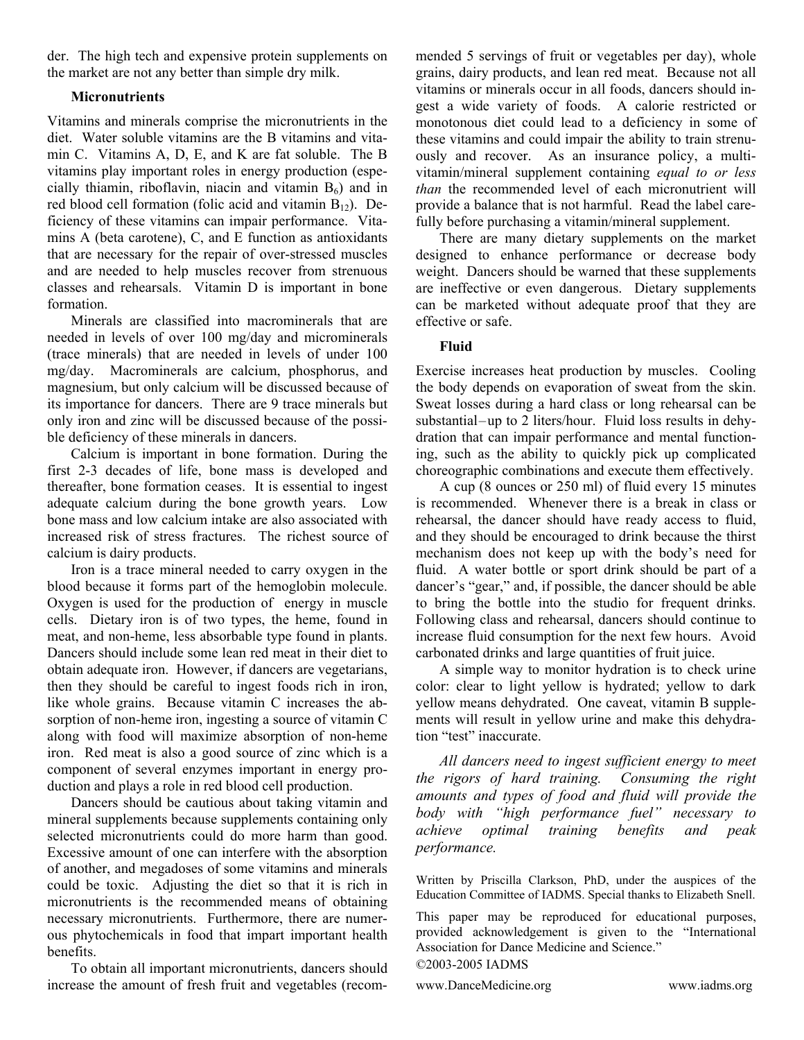der. The high tech and expensive protein supplements on the market are not any better than simple dry milk.

### Micronutrients

Vitamins and minerals comprise the micronutrients in the diet. Water soluble vitamins are the B vitamins and vitamin C. Vitamins A, D, E, and K are fat soluble. The B vitamins play important roles in energy production (especially thiamin, riboflavin, niacin and vitamin $B_6$) and in red blood cell formation (folic acid and vitamin $B_{12}$). Deficiency of these vitamins can impair performance. Vitamins A (beta carotene), C, and E function as antioxidants that are necessary for the repair of over-stressed muscles and are needed to help muscles recover from strenuous classes and rehearsals. Vitamin D is important in bone formation.

Minerals are classified into macrominerals that are needed in levels of over 100 mg/day and microminerals (trace minerals) that are needed in levels of under 100 mg/day. Macrominerals are calcium, phosphorus, and magnesium, but only calcium will be discussed because of its importance for dancers. There are 9 trace minerals but only iron and zinc will be discussed because of the possible deficiency of these minerals in dancers.

Calcium is important in bone formation. During the first 2-3 decades of life, bone mass is developed and thereafter, bone formation ceases. It is essential to ingest adequate calcium during the bone growth years. Low bone mass and low calcium intake are also associated with increased risk of stress fractures. The richest source of calcium is dairy products.

Iron is a trace mineral needed to carry oxygen in the blood because it forms part of the hemoglobin molecule. Oxygen is used for the production of energy in muscle cells. Dietary iron is of two types, the heme, found in meat, and non-heme, less absorbable type found in plants. Dancers should include some lean red meat in their diet to obtain adequate iron. However, if dancers are vegetarians, then they should be careful to ingest foods rich in iron, like whole grains. Because vitamin C increases the absorption of non-heme iron, ingesting a source of vitamin C along with food will maximize absorption of non-heme iron. Red meat is also a good source of zinc which is a component of several enzymes important in energy production and plays a role in red blood cell production.

Dancers should be cautious about taking vitamin and mineral supplements because supplements containing only selected micronutrients could do more harm than good. Excessive amount of one can interfere with the absorption of another, and megadoses of some vitamins and minerals could be toxic. Adjusting the diet so that it is rich in micronutrients is the recommended means of obtaining necessary micronutrients. Furthermore, there are numerous phytochemicals in food that impart important health benefits.

To obtain all important micronutrients, dancers should increase the amount of fresh fruit and vegetables (recommended 5 servings of fruit or vegetables per day), whole grains, dairy products, and lean red meat. Because not all vitamins or minerals occur in all foods, dancers should ingest a wide variety of foods. A calorie restricted or monotonous diet could lead to a deficiency in some of these vitamins and could impair the ability to train strenuously and recover. As an insurance policy, a multi-vitamin/mineral supplement containing *equal to or less than* the recommended level of each micronutrient will provide a balance that is not harmful. Read the label carefully before purchasing a vitamin/mineral supplement.

There are many dietary supplements on the market designed to enhance performance or decrease body weight. Dancers should be warned that these supplements are ineffective or even dangerous. Dietary supplements can be marketed without adequate proof that they are effective or safe.

### Fluid

Exercise increases heat production by muscles. Cooling the body depends on evaporation of sweat from the skin. Sweat losses during a hard class or long rehearsal can be substantial–up to 2 liters/hour. Fluid loss results in dehydration that can impair performance and mental functioning, such as the ability to quickly pick up complicated choreographic combinations and execute them effectively.

A cup (8 ounces or 250 ml) of fluid every 15 minutes is recommended. Whenever there is a break in class or rehearsal, the dancer should have ready access to fluid, and they should be encouraged to drink because the thirst mechanism does not keep up with the body's need for fluid. A water bottle or sport drink should be part of a dancer's "gear," and, if possible, the dancer should be able to bring the bottle into the studio for frequent drinks. Following class and rehearsal, dancers should continue to increase fluid consumption for the next few hours. Avoid carbonated drinks and large quantities of fruit juice.

A simple way to monitor hydration is to check urine color: clear to light yellow is hydrated; yellow to dark yellow means dehydrated. One caveat, vitamin B supplements will result in yellow urine and make this dehydration "test" inaccurate.

*All dancers need to ingest sufficient energy to meet the rigors of hard training. Consuming the right amounts and types of food and fluid will provide the body with "high performance fuel" necessary to achieve optimal training benefits and peak performance.*

Written by Priscilla Clarkson, PhD, under the auspices of the Education Committee of IADMS. Special thanks to Elizabeth Snell.

This paper may be reproduced for educational purposes, provided acknowledgement is given to the "International Association for Dance Medicine and Science."

©2003-2005 IADMS

www.DanceMedicine.org www.iadms.org